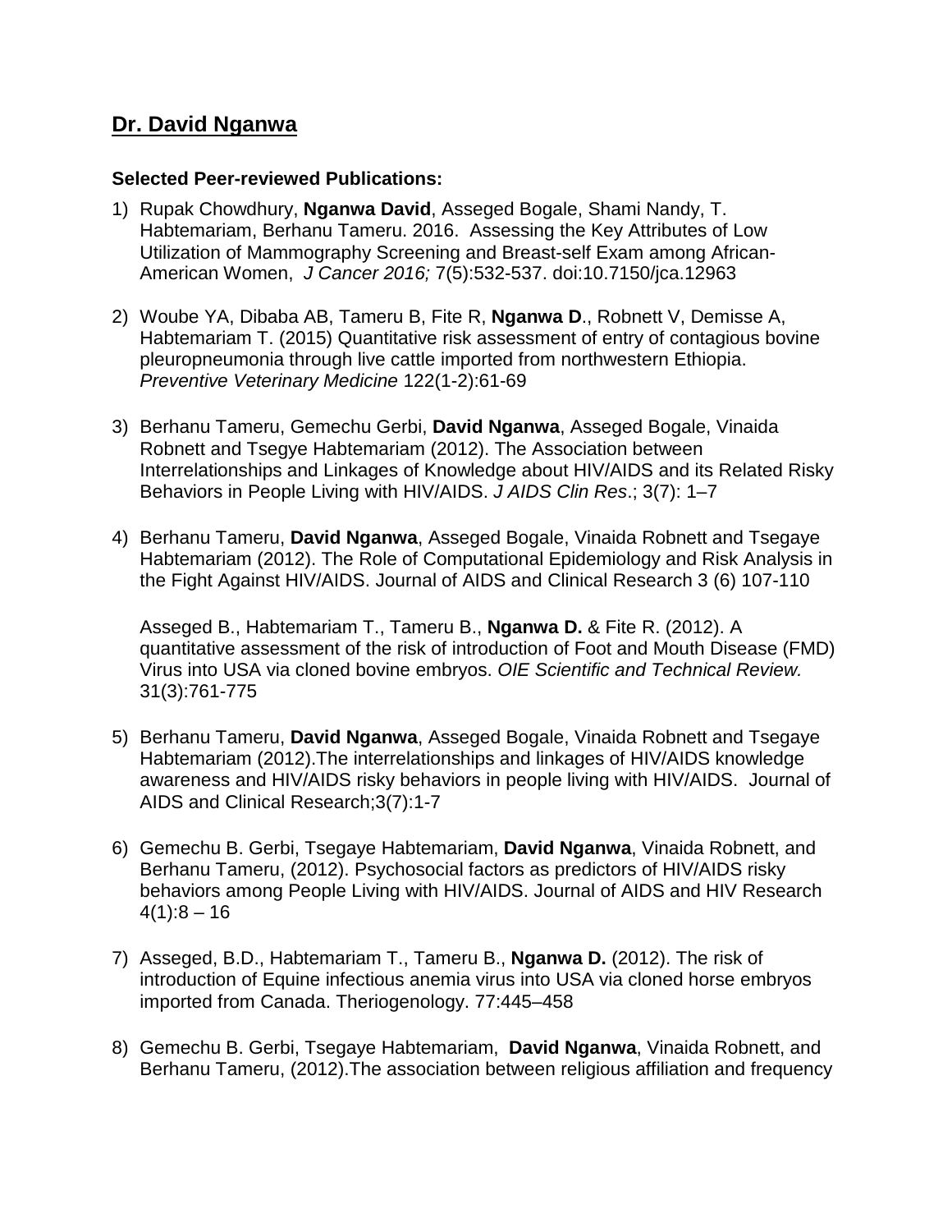## Dr. David Nganwa

**Selected Peer-reviewed Publications:**

1) Rupak Chowdhury, **Nganwa David**, Asseged Bogale, Shami Nandy, T. Habtemariam, Berhanu Tameru. 2016. Assessing the Key Attributes of Low Utilization of Mammography Screening and Breast-self Exam among African-American Women, *J Cancer 2016;* 7(5):532-537. doi:10.7150/jca.12963

2) Woube YA, Dibaba AB, Tameru B, Fite R, **Nganwa D**., Robnett V, Demisse A, Habtemariam T. (2015) Quantitative risk assessment of entry of contagious bovine pleuropneumonia through live cattle imported from northwestern Ethiopia. *Preventive Veterinary Medicine* 122(1-2):61-69

3) Berhanu Tameru, Gemechu Gerbi, **David Nganwa**, Asseged Bogale, Vinaida Robnett and Tsegye Habtemariam (2012). The Association between Interrelationships and Linkages of Knowledge about HIV/AIDS and its Related Risky Behaviors in People Living with HIV/AIDS. *J AIDS Clin Res*.; 3(7): 1–7

4) Berhanu Tameru, **David Nganwa**, Asseged Bogale, Vinaida Robnett and Tsegaye Habtemariam (2012). The Role of Computational Epidemiology and Risk Analysis in the Fight Against HIV/AIDS. Journal of AIDS and Clinical Research 3 (6) 107-110

   Asseged B., Habtemariam T., Tameru B., **Nganwa D.** & Fite R. (2012). A quantitative assessment of the risk of introduction of Foot and Mouth Disease (FMD) Virus into USA via cloned bovine embryos. *OIE Scientific and Technical Review.* 31(3):761-775

5) Berhanu Tameru, **David Nganwa**, Asseged Bogale, Vinaida Robnett and Tsegaye Habtemariam (2012).The interrelationships and linkages of HIV/AIDS knowledge awareness and HIV/AIDS risky behaviors in people living with HIV/AIDS. Journal of AIDS and Clinical Research;3(7):1-7

6) Gemechu B. Gerbi, Tsegaye Habtemariam, **David Nganwa**, Vinaida Robnett, and Berhanu Tameru, (2012). Psychosocial factors as predictors of HIV/AIDS risky behaviors among People Living with HIV/AIDS. Journal of AIDS and HIV Research 4(1):8 – 16

7) Asseged, B.D., Habtemariam T., Tameru B., **Nganwa D.** (2012). The risk of introduction of Equine infectious anemia virus into USA via cloned horse embryos imported from Canada. Theriogenology. 77:445–458

8) Gemechu B. Gerbi, Tsegaye Habtemariam, **David Nganwa**, Vinaida Robnett, and Berhanu Tameru, (2012).The association between religious affiliation and frequency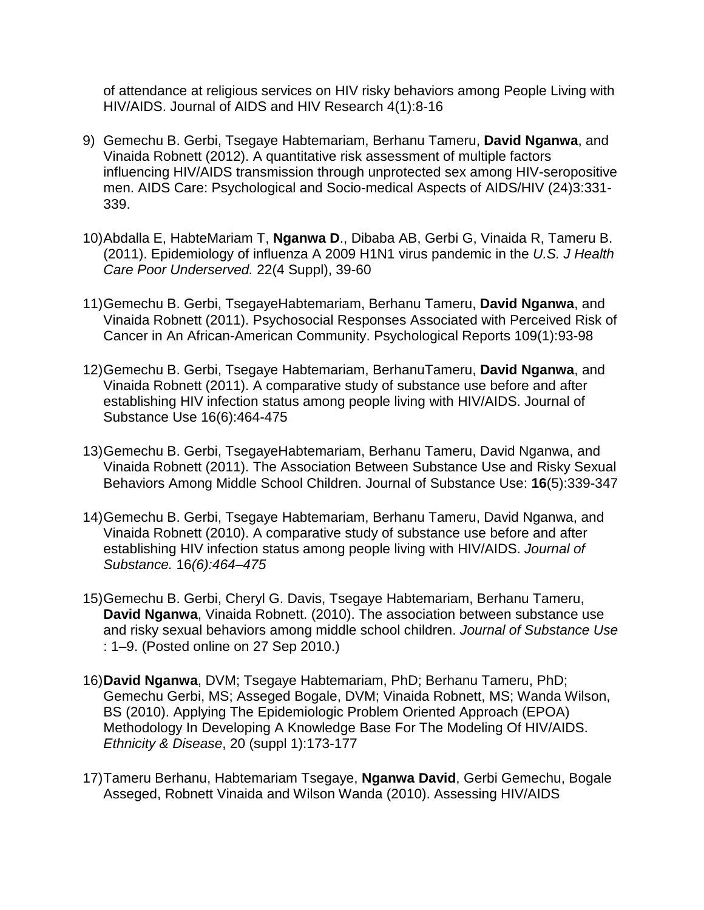of attendance at religious services on HIV risky behaviors among People Living with HIV/AIDS. Journal of AIDS and HIV Research 4(1):8-16

9) Gemechu B. Gerbi, Tsegaye Habtemariam, Berhanu Tameru, **David Nganwa**, and Vinaida Robnett (2012). A quantitative risk assessment of multiple factors influencing HIV/AIDS transmission through unprotected sex among HIV-seropositive men. AIDS Care: Psychological and Socio-medical Aspects of AIDS/HIV (24)3:331-339.

10) Abdalla E, HabteMariam T, **Nganwa D**., Dibaba AB, Gerbi G, Vinaida R, Tameru B. (2011). Epidemiology of influenza A 2009 H1N1 virus pandemic in the *U.S. J Health Care Poor Underserved.* 22(4 Suppl), 39-60

11) Gemechu B. Gerbi, TsegayeHabtemariam, Berhanu Tameru, **David Nganwa**, and Vinaida Robnett (2011). Psychosocial Responses Associated with Perceived Risk of Cancer in An African-American Community. Psychological Reports 109(1):93-98

12) Gemechu B. Gerbi, Tsegaye Habtemariam, BerhanuTameru, **David Nganwa**, and Vinaida Robnett (2011). A comparative study of substance use before and after establishing HIV infection status among people living with HIV/AIDS. Journal of Substance Use 16(6):464-475

13) Gemechu B. Gerbi, TsegayeHabtemariam, Berhanu Tameru, David Nganwa, and Vinaida Robnett (2011). The Association Between Substance Use and Risky Sexual Behaviors Among Middle School Children. Journal of Substance Use: **16**(5):339-347

14) Gemechu B. Gerbi, Tsegaye Habtemariam, Berhanu Tameru, David Nganwa, and Vinaida Robnett (2010). A comparative study of substance use before and after establishing HIV infection status among people living with HIV/AIDS. *Journal of Substance.* 16*(6):464–475*

15) Gemechu B. Gerbi, Cheryl G. Davis, Tsegaye Habtemariam, Berhanu Tameru, **David Nganwa**, Vinaida Robnett. (2010). The association between substance use and risky sexual behaviors among middle school children. *Journal of Substance Use* : 1–9. (Posted online on 27 Sep 2010.)

16) **David Nganwa**, DVM; Tsegaye Habtemariam, PhD; Berhanu Tameru, PhD; Gemechu Gerbi, MS; Asseged Bogale, DVM; Vinaida Robnett, MS; Wanda Wilson, BS (2010). Applying The Epidemiologic Problem Oriented Approach (EPOA) Methodology In Developing A Knowledge Base For The Modeling Of HIV/AIDS. *Ethnicity & Disease*, 20 (suppl 1):173-177

17) Tameru Berhanu, Habtemariam Tsegaye, **Nganwa David**, Gerbi Gemechu, Bogale Asseged, Robnett Vinaida and Wilson Wanda (2010). Assessing HIV/AIDS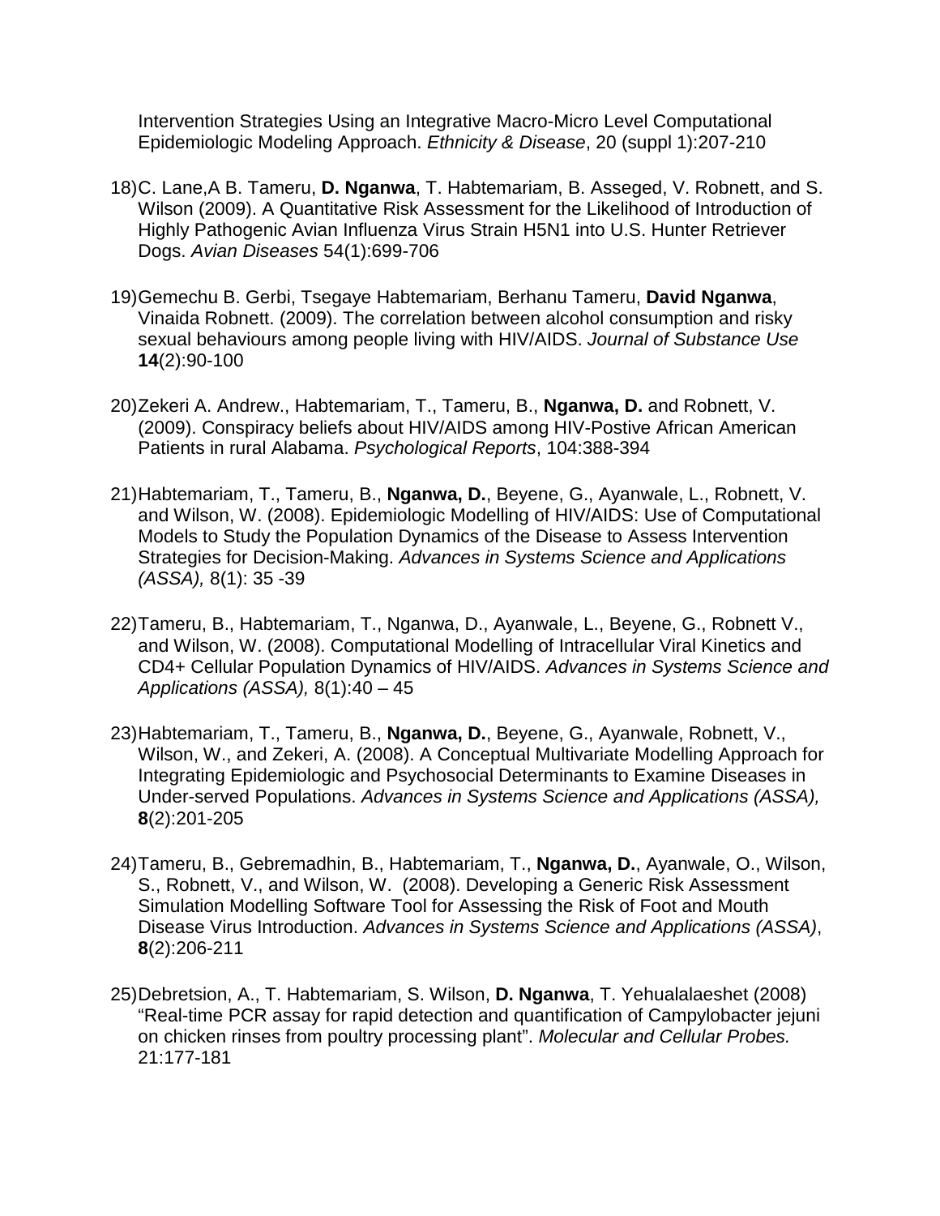Intervention Strategies Using an Integrative Macro-Micro Level Computational Epidemiologic Modeling Approach. *Ethnicity & Disease*, 20 (suppl 1):207-210

18) C. Lane,A B. Tameru, **D. Nganwa**, T. Habtemariam, B. Asseged, V. Robnett, and S. Wilson (2009). A Quantitative Risk Assessment for the Likelihood of Introduction of Highly Pathogenic Avian Influenza Virus Strain H5N1 into U.S. Hunter Retriever Dogs. *Avian Diseases* 54(1):699-706

19) Gemechu B. Gerbi, Tsegaye Habtemariam, Berhanu Tameru, **David Nganwa**, Vinaida Robnett. (2009). The correlation between alcohol consumption and risky sexual behaviours among people living with HIV/AIDS. *Journal of Substance Use* **14**(2):90-100

20) Zekeri A. Andrew., Habtemariam, T., Tameru, B., **Nganwa, D.** and Robnett, V. (2009). Conspiracy beliefs about HIV/AIDS among HIV-Postive African American Patients in rural Alabama. *Psychological Reports*, 104:388-394

21) Habtemariam, T., Tameru, B., **Nganwa, D.**, Beyene, G., Ayanwale, L., Robnett, V. and Wilson, W. (2008). Epidemiologic Modelling of HIV/AIDS: Use of Computational Models to Study the Population Dynamics of the Disease to Assess Intervention Strategies for Decision-Making. *Advances in Systems Science and Applications (ASSA),* 8(1): 35 -39

22) Tameru, B., Habtemariam, T., Nganwa, D., Ayanwale, L., Beyene, G., Robnett V., and Wilson, W. (2008). Computational Modelling of Intracellular Viral Kinetics and CD4+ Cellular Population Dynamics of HIV/AIDS. *Advances in Systems Science and Applications (ASSA),* 8(1):40 – 45

23) Habtemariam, T., Tameru, B., **Nganwa, D.**, Beyene, G., Ayanwale, Robnett, V., Wilson, W., and Zekeri, A. (2008). A Conceptual Multivariate Modelling Approach for Integrating Epidemiologic and Psychosocial Determinants to Examine Diseases in Under-served Populations. *Advances in Systems Science and Applications (ASSA),* **8**(2):201-205

24) Tameru, B., Gebremadhin, B., Habtemariam, T., **Nganwa, D.**, Ayanwale, O., Wilson, S., Robnett, V., and Wilson, W. (2008). Developing a Generic Risk Assessment Simulation Modelling Software Tool for Assessing the Risk of Foot and Mouth Disease Virus Introduction. *Advances in Systems Science and Applications (ASSA)*, **8**(2):206-211

25) Debretsion, A., T. Habtemariam, S. Wilson, **D. Nganwa**, T. Yehualalaeshet (2008) "Real-time PCR assay for rapid detection and quantification of Campylobacter jejuni on chicken rinses from poultry processing plant". *Molecular and Cellular Probes.* 21:177-181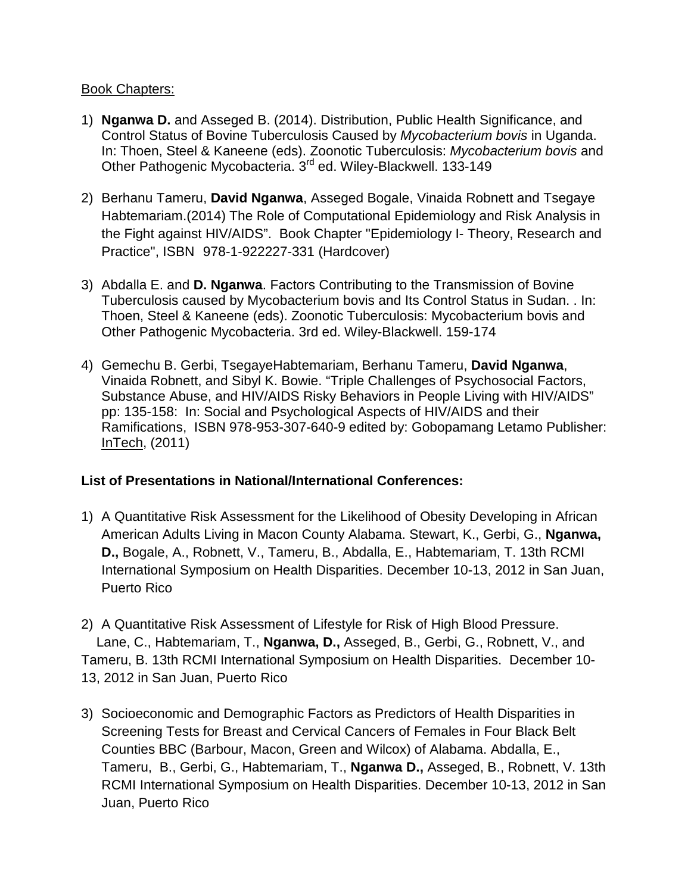Book Chapters:

1) **Nganwa D.** and Asseged B. (2014). Distribution, Public Health Significance, and Control Status of Bovine Tuberculosis Caused by *Mycobacterium bovis* in Uganda. In: Thoen, Steel & Kaneene (eds). Zoonotic Tuberculosis: *Mycobacterium bovis* and Other Pathogenic Mycobacteria. 3rd ed. Wiley-Blackwell. 133-149

2) Berhanu Tameru, **David Nganwa**, Asseged Bogale, Vinaida Robnett and Tsegaye Habtemariam.(2014) The Role of Computational Epidemiology and Risk Analysis in the Fight against HIV/AIDS". Book Chapter "Epidemiology I- Theory, Research and Practice", ISBN 978-1-922227-331 (Hardcover)

3) Abdalla E. and **D. Nganwa**. Factors Contributing to the Transmission of Bovine Tuberculosis caused by Mycobacterium bovis and Its Control Status in Sudan. . In: Thoen, Steel & Kaneene (eds). Zoonotic Tuberculosis: Mycobacterium bovis and Other Pathogenic Mycobacteria. 3rd ed. Wiley-Blackwell. 159-174

4) Gemechu B. Gerbi, TsegayeHabtemariam, Berhanu Tameru, **David Nganwa**, Vinaida Robnett, and Sibyl K. Bowie. "Triple Challenges of Psychosocial Factors, Substance Abuse, and HIV/AIDS Risky Behaviors in People Living with HIV/AIDS" pp: 135-158: In: Social and Psychological Aspects of HIV/AIDS and their Ramifications, ISBN 978-953-307-640-9 edited by: Gobopamang Letamo Publisher: InTech, (2011)

**List of Presentations in National/International Conferences:**

1) A Quantitative Risk Assessment for the Likelihood of Obesity Developing in African American Adults Living in Macon County Alabama. Stewart, K., Gerbi, G., **Nganwa, D.,** Bogale, A., Robnett, V., Tameru, B., Abdalla, E., Habtemariam, T. 13th RCMI International Symposium on Health Disparities. December 10-13, 2012 in San Juan, Puerto Rico

2) A Quantitative Risk Assessment of Lifestyle for Risk of High Blood Pressure. Lane, C., Habtemariam, T., **Nganwa, D.,** Asseged, B., Gerbi, G., Robnett, V., and Tameru, B. 13th RCMI International Symposium on Health Disparities. December 10-13, 2012 in San Juan, Puerto Rico

3) Socioeconomic and Demographic Factors as Predictors of Health Disparities in Screening Tests for Breast and Cervical Cancers of Females in Four Black Belt Counties BBC (Barbour, Macon, Green and Wilcox) of Alabama. Abdalla, E., Tameru, B., Gerbi, G., Habtemariam, T., **Nganwa D.,** Asseged, B., Robnett, V. 13th RCMI International Symposium on Health Disparities. December 10-13, 2012 in San Juan, Puerto Rico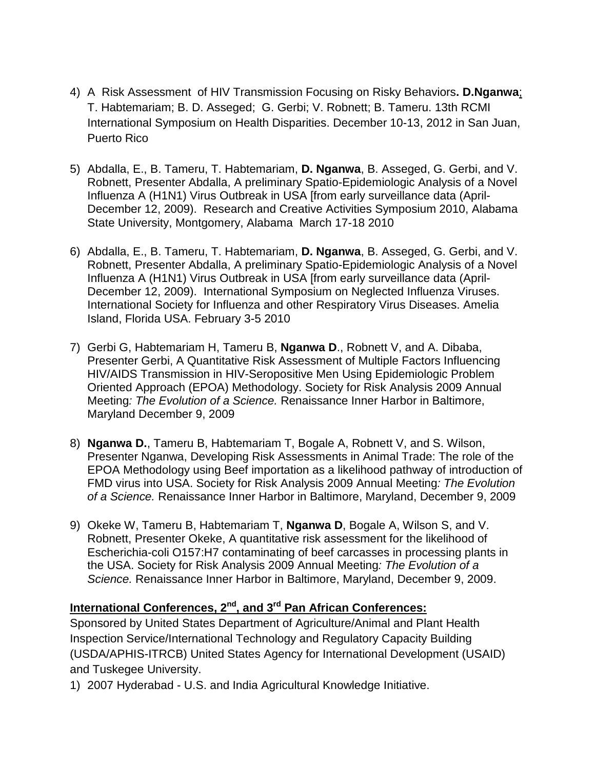4) A Risk Assessment of HIV Transmission Focusing on Risky Behaviors**. D.Nganwa**; T. Habtemariam; B. D. Asseged; G. Gerbi; V. Robnett; B. Tameru. 13th RCMI International Symposium on Health Disparities. December 10-13, 2012 in San Juan, Puerto Rico

5) Abdalla, E., B. Tameru, T. Habtemariam, **D. Nganwa**, B. Asseged, G. Gerbi, and V. Robnett, Presenter Abdalla, A preliminary Spatio-Epidemiologic Analysis of a Novel Influenza A (H1N1) Virus Outbreak in USA [from early surveillance data (April-December 12, 2009). Research and Creative Activities Symposium 2010, Alabama State University, Montgomery, Alabama March 17-18 2010

6) Abdalla, E., B. Tameru, T. Habtemariam, **D. Nganwa**, B. Asseged, G. Gerbi, and V. Robnett, Presenter Abdalla, A preliminary Spatio-Epidemiologic Analysis of a Novel Influenza A (H1N1) Virus Outbreak in USA [from early surveillance data (April-December 12, 2009). International Symposium on Neglected Influenza Viruses. International Society for Influenza and other Respiratory Virus Diseases. Amelia Island, Florida USA. February 3-5 2010

7) Gerbi G, Habtemariam H, Tameru B, **Nganwa D**., Robnett V, and A. Dibaba, Presenter Gerbi, A Quantitative Risk Assessment of Multiple Factors Influencing HIV/AIDS Transmission in HIV-Seropositive Men Using Epidemiologic Problem Oriented Approach (EPOA) Methodology. Society for Risk Analysis 2009 Annual Meeting*: The Evolution of a Science.* Renaissance Inner Harbor in Baltimore, Maryland December 9, 2009

8) **Nganwa D.**, Tameru B, Habtemariam T, Bogale A, Robnett V, and S. Wilson, Presenter Nganwa, Developing Risk Assessments in Animal Trade: The role of the EPOA Methodology using Beef importation as a likelihood pathway of introduction of FMD virus into USA. Society for Risk Analysis 2009 Annual Meeting*: The Evolution of a Science.* Renaissance Inner Harbor in Baltimore, Maryland, December 9, 2009

9) Okeke W, Tameru B, Habtemariam T, **Nganwa D**, Bogale A, Wilson S, and V. Robnett, Presenter Okeke, A quantitative risk assessment for the likelihood of Escherichia-coli O157:H7 contaminating of beef carcasses in processing plants in the USA. Society for Risk Analysis 2009 Annual Meeting*: The Evolution of a Science.* Renaissance Inner Harbor in Baltimore, Maryland, December 9, 2009.

**International Conferences, 2nd, and 3rd Pan African Conferences:**

Sponsored by United States Department of Agriculture/Animal and Plant Health Inspection Service/International Technology and Regulatory Capacity Building (USDA/APHIS-ITRCB) United States Agency for International Development (USAID) and Tuskegee University.

1) 2007 Hyderabad - U.S. and India Agricultural Knowledge Initiative.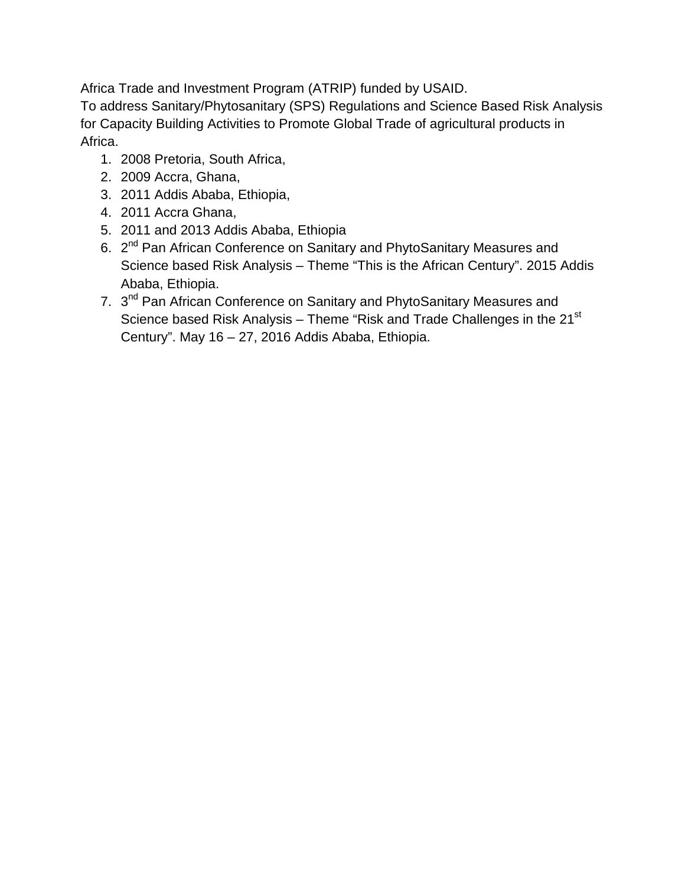Africa Trade and Investment Program (ATRIP) funded by USAID.
To address Sanitary/Phytosanitary (SPS) Regulations and Science Based Risk Analysis for Capacity Building Activities to Promote Global Trade of agricultural products in Africa.

1. 2008 Pretoria, South Africa,
2. 2009 Accra, Ghana,
3. 2011 Addis Ababa, Ethiopia,
4. 2011 Accra Ghana,
5. 2011 and 2013 Addis Ababa, Ethiopia
6. 2nd Pan African Conference on Sanitary and PhytoSanitary Measures and Science based Risk Analysis – Theme “This is the African Century”. 2015 Addis Ababa, Ethiopia.
7. 3nd Pan African Conference on Sanitary and PhytoSanitary Measures and Science based Risk Analysis – Theme “Risk and Trade Challenges in the 21st Century”. May 16 – 27, 2016 Addis Ababa, Ethiopia.